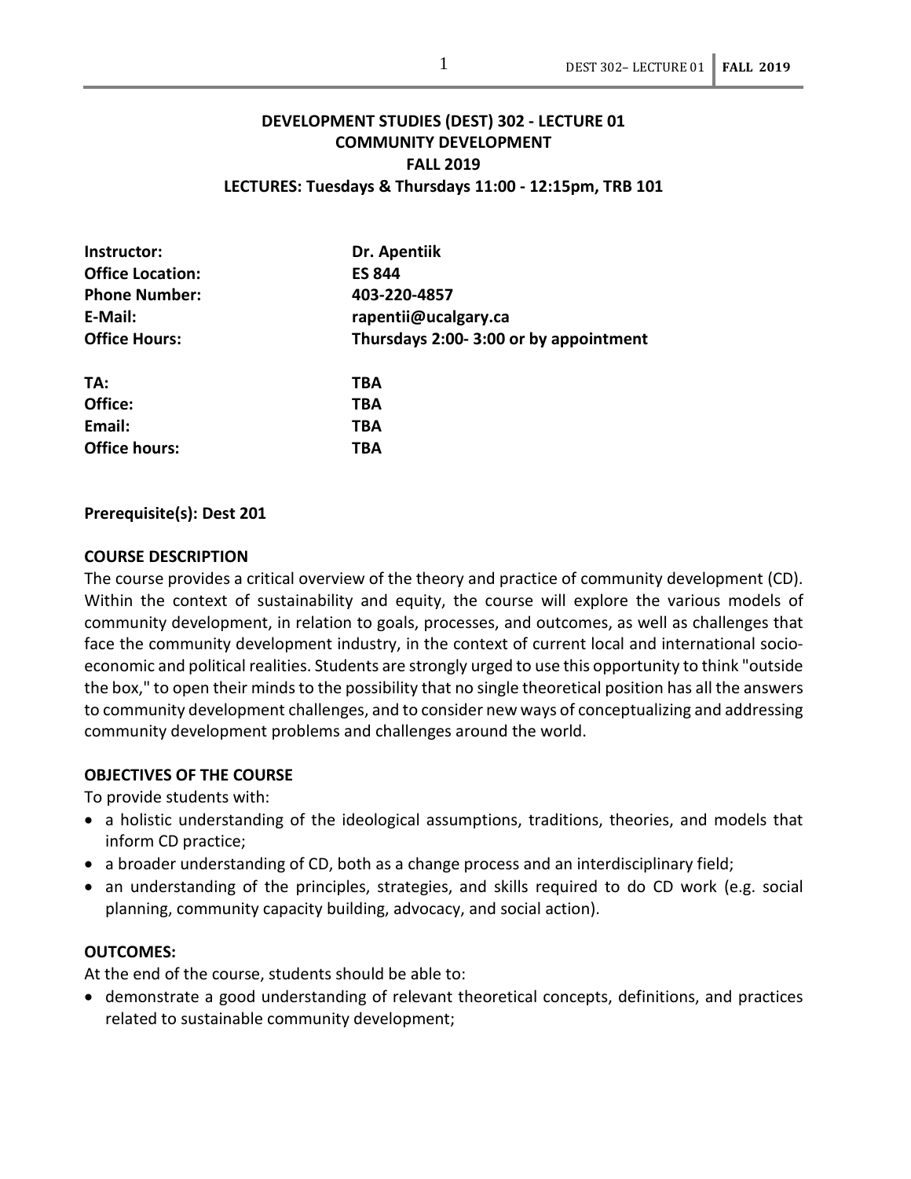# DEVELOPMENT STUDIES (DEST) 302 - LECTURE 01
## COMMUNITY DEVELOPMENT
## FALL 2019
### LECTURES: Tuesdays & Thursdays 11:00 - 12:15pm, TRB 101

| | |
|---|---|
| **Instructor:** | **Dr. Apentiik** |
| **Office Location:** | **ES 844** |
| **Phone Number:** | **403-220-4857** |
| **E-Mail:** | **rapentii@ucalgary.ca** |
| **Office Hours:** | **Thursdays 2:00- 3:00 or by appointment** |

| | |
|---|---|
| **TA:** | **TBA** |
| **Office:** | **TBA** |
| **Email:** | **TBA** |
| **Office hours:** | **TBA** |

**Prerequisite(s): Dest 201**

**COURSE DESCRIPTION**

The course provides a critical overview of the theory and practice of community development (CD). Within the context of sustainability and equity, the course will explore the various models of community development, in relation to goals, processes, and outcomes, as well as challenges that face the community development industry, in the context of current local and international socio-economic and political realities. Students are strongly urged to use this opportunity to think "outside the box," to open their minds to the possibility that no single theoretical position has all the answers to community development challenges, and to consider new ways of conceptualizing and addressing community development problems and challenges around the world.

**OBJECTIVES OF THE COURSE**

To provide students with:

- a holistic understanding of the ideological assumptions, traditions, theories, and models that inform CD practice;
- a broader understanding of CD, both as a change process and an interdisciplinary field;
- an understanding of the principles, strategies, and skills required to do CD work (e.g. social planning, community capacity building, advocacy, and social action).

**OUTCOMES:**

At the end of the course, students should be able to:

- demonstrate a good understanding of relevant theoretical concepts, definitions, and practices related to sustainable community development;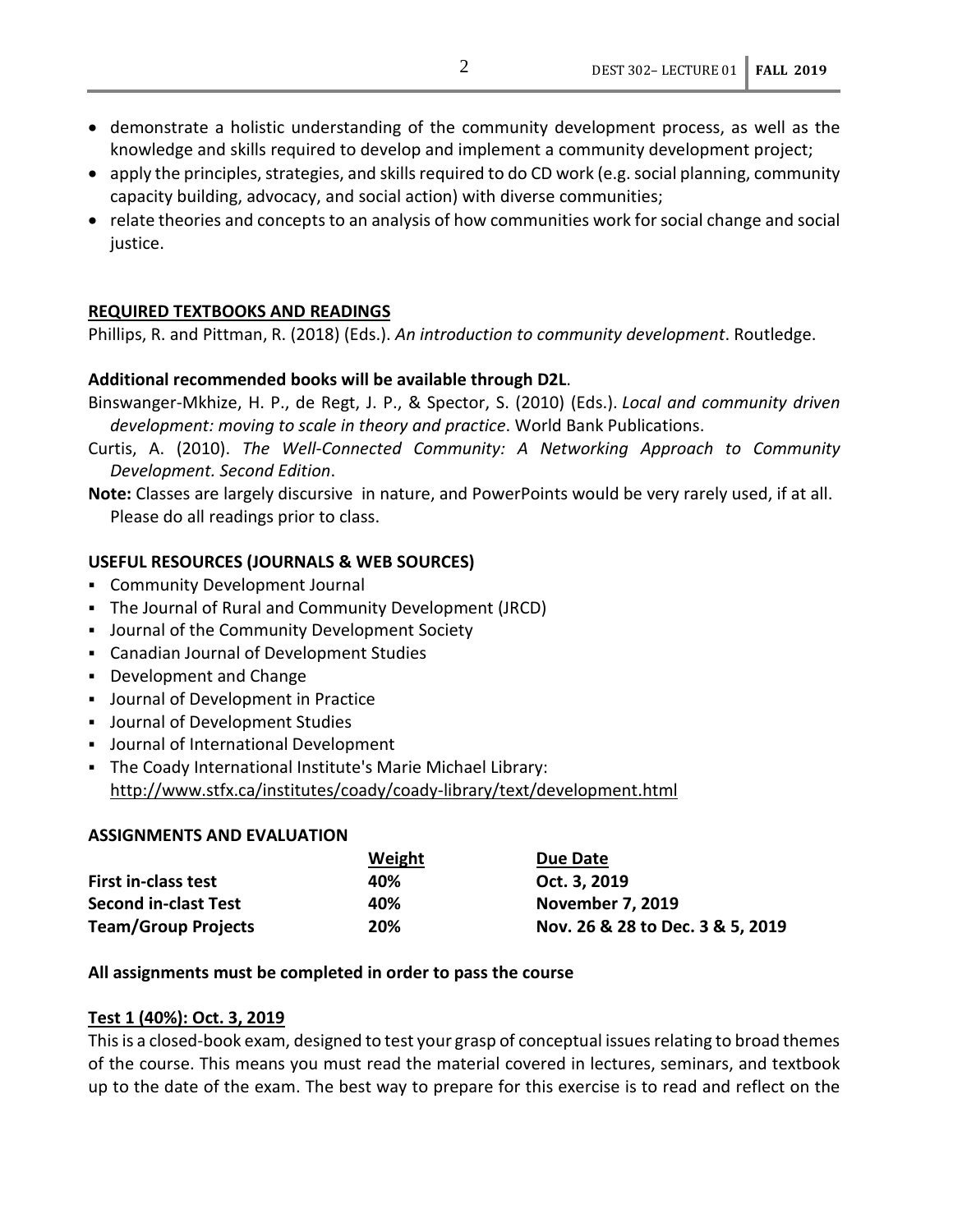- demonstrate a holistic understanding of the community development process, as well as the knowledge and skills required to develop and implement a community development project;
- apply the principles, strategies, and skills required to do CD work (e.g. social planning, community capacity building, advocacy, and social action) with diverse communities;
- relate theories and concepts to an analysis of how communities work for social change and social justice.

## REQUIRED TEXTBOOKS AND READINGS

Phillips, R. and Pittman, R. (2018) (Eds.). *An introduction to community development*. Routledge.

**Additional recommended books will be available through D2L**.

Binswanger-Mkhize, H. P., de Regt, J. P., & Spector, S. (2010) (Eds.). *Local and community driven development: moving to scale in theory and practice*. World Bank Publications.

Curtis, A. (2010). *The Well-Connected Community: A Networking Approach to Community Development. Second Edition*.

**Note:** Classes are largely discursive in nature, and PowerPoints would be very rarely used, if at all. Please do all readings prior to class.

## USEFUL RESOURCES (JOURNALS & WEB SOURCES)

- Community Development Journal
- The Journal of Rural and Community Development (JRCD)
- Journal of the Community Development Society
- Canadian Journal of Development Studies
- Development and Change
- Journal of Development in Practice
- Journal of Development Studies
- Journal of International Development
- The Coady International Institute's Marie Michael Library: http://www.stfx.ca/institutes/coady/coady-library/text/development.html

## ASSIGNMENTS AND EVALUATION

| | Weight | Due Date |
|---|---|---|
| **First in-class test** | **40%** | **Oct. 3, 2019** |
| **Second in-clast Test** | **40%** | **November 7, 2019** |
| **Team/Group Projects** | **20%** | **Nov. 26 & 28 to Dec. 3 & 5, 2019** |

**All assignments must be completed in order to pass the course**

## Test 1 (40%): Oct. 3, 2019

This is a closed-book exam, designed to test your grasp of conceptual issues relating to broad themes of the course. This means you must read the material covered in lectures, seminars, and textbook up to the date of the exam. The best way to prepare for this exercise is to read and reflect on the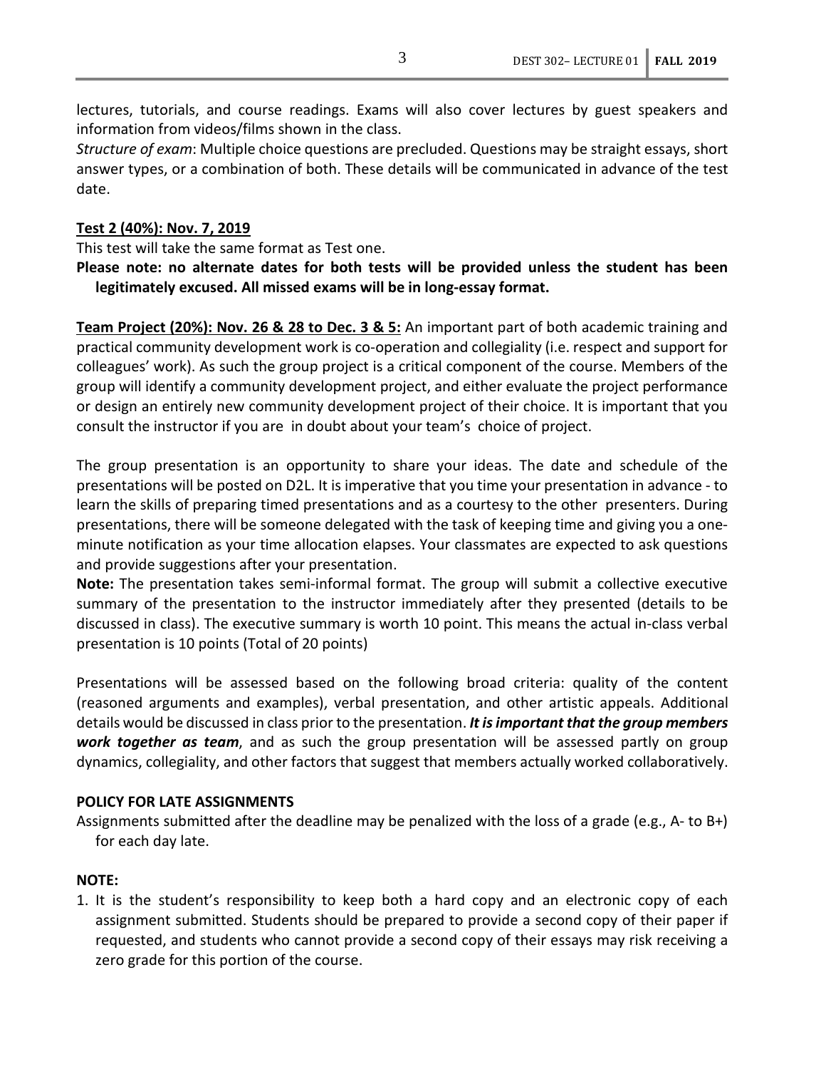lectures, tutorials, and course readings. Exams will also cover lectures by guest speakers and information from videos/films shown in the class.

*Structure of exam*: Multiple choice questions are precluded. Questions may be straight essays, short answer types, or a combination of both. These details will be communicated in advance of the test date.

**Test 2 (40%): Nov. 7, 2019**

This test will take the same format as Test one.

**Please note: no alternate dates for both tests will be provided unless the student has been legitimately excused. All missed exams will be in long-essay format.**

**Team Project (20%): Nov. 26 & 28 to Dec. 3 & 5:** An important part of both academic training and practical community development work is co-operation and collegiality (i.e. respect and support for colleagues' work). As such the group project is a critical component of the course. Members of the group will identify a community development project, and either evaluate the project performance or design an entirely new community development project of their choice. It is important that you consult the instructor if you are in doubt about your team's choice of project.

The group presentation is an opportunity to share your ideas. The date and schedule of the presentations will be posted on D2L. It is imperative that you time your presentation in advance - to learn the skills of preparing timed presentations and as a courtesy to the other presenters. During presentations, there will be someone delegated with the task of keeping time and giving you a one-minute notification as your time allocation elapses. Your classmates are expected to ask questions and provide suggestions after your presentation.

**Note:** The presentation takes semi-informal format. The group will submit a collective executive summary of the presentation to the instructor immediately after they presented (details to be discussed in class). The executive summary is worth 10 point. This means the actual in-class verbal presentation is 10 points (Total of 20 points)

Presentations will be assessed based on the following broad criteria: quality of the content (reasoned arguments and examples), verbal presentation, and other artistic appeals. Additional details would be discussed in class prior to the presentation. ***It is important that the group members work together as team***, and as such the group presentation will be assessed partly on group dynamics, collegiality, and other factors that suggest that members actually worked collaboratively.

**POLICY FOR LATE ASSIGNMENTS**

Assignments submitted after the deadline may be penalized with the loss of a grade (e.g., A- to B+) for each day late.

**NOTE:**

1. It is the student's responsibility to keep both a hard copy and an electronic copy of each assignment submitted. Students should be prepared to provide a second copy of their paper if requested, and students who cannot provide a second copy of their essays may risk receiving a zero grade for this portion of the course.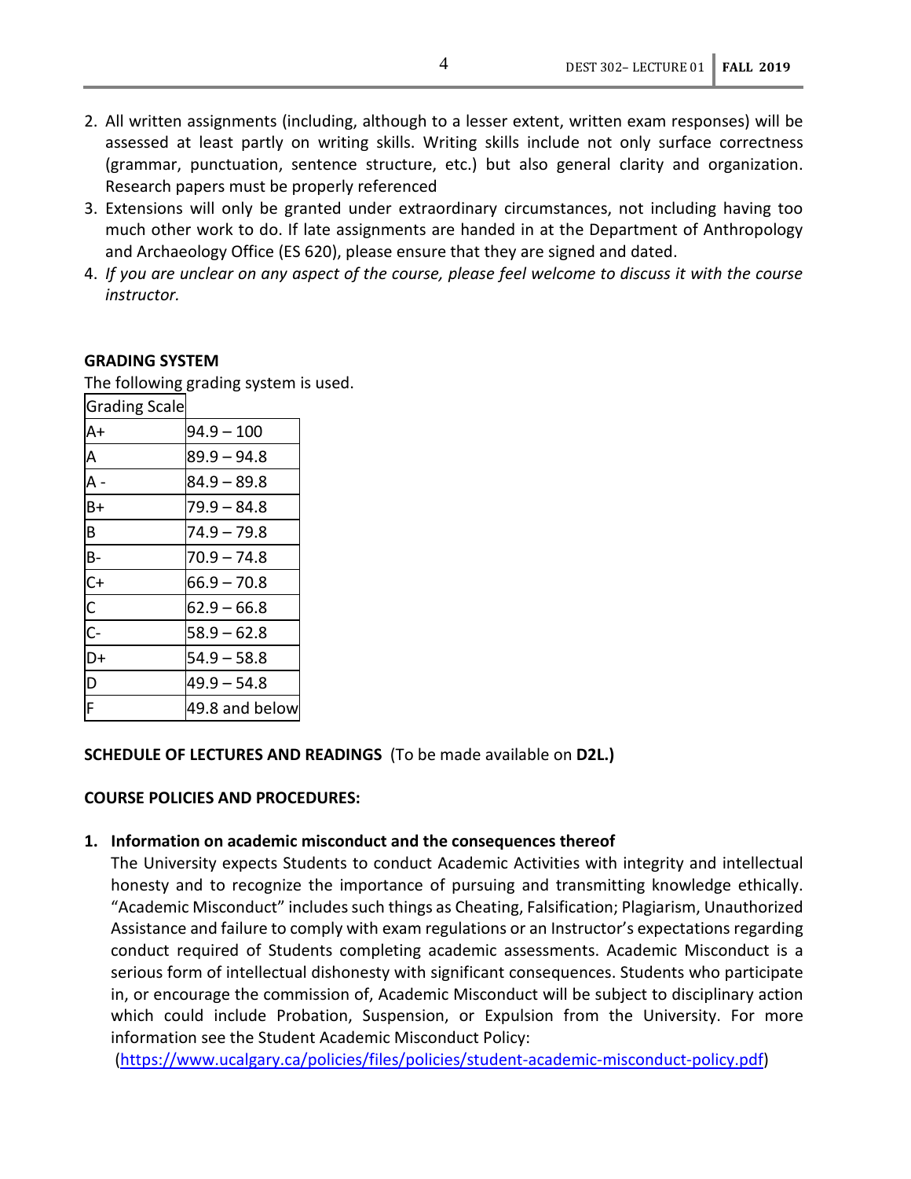2. All written assignments (including, although to a lesser extent, written exam responses) will be assessed at least partly on writing skills. Writing skills include not only surface correctness (grammar, punctuation, sentence structure, etc.) but also general clarity and organization. Research papers must be properly referenced
3. Extensions will only be granted under extraordinary circumstances, not including having too much other work to do. If late assignments are handed in at the Department of Anthropology and Archaeology Office (ES 620), please ensure that they are signed and dated.
4. *If you are unclear on any aspect of the course, please feel welcome to discuss it with the course instructor.*

**GRADING SYSTEM**

The following grading system is used.

| Grading Scale | |
|---|---|
| A+ | 94.9 – 100 |
| A | 89.9 – 94.8 |
| A - | 84.9 – 89.8 |
| B+ | 79.9 – 84.8 |
| B | 74.9 – 79.8 |
| B- | 70.9 – 74.8 |
| C+ | 66.9 – 70.8 |
| C | 62.9 – 66.8 |
| C- | 58.9 – 62.8 |
| D+ | 54.9 – 58.8 |
| D | 49.9 – 54.8 |
| F | 49.8 and below |

**SCHEDULE OF LECTURES AND READINGS** (To be made available on **D2L.)**

**COURSE POLICIES AND PROCEDURES:**

1. **Information on academic misconduct and the consequences thereof**

   The University expects Students to conduct Academic Activities with integrity and intellectual honesty and to recognize the importance of pursuing and transmitting knowledge ethically. "Academic Misconduct" includes such things as Cheating, Falsification; Plagiarism, Unauthorized Assistance and failure to comply with exam regulations or an Instructor's expectations regarding conduct required of Students completing academic assessments. Academic Misconduct is a serious form of intellectual dishonesty with significant consequences. Students who participate in, or encourage the commission of, Academic Misconduct will be subject to disciplinary action which could include Probation, Suspension, or Expulsion from the University. For more information see the Student Academic Misconduct Policy:
   (https://www.ucalgary.ca/policies/files/policies/student-academic-misconduct-policy.pdf)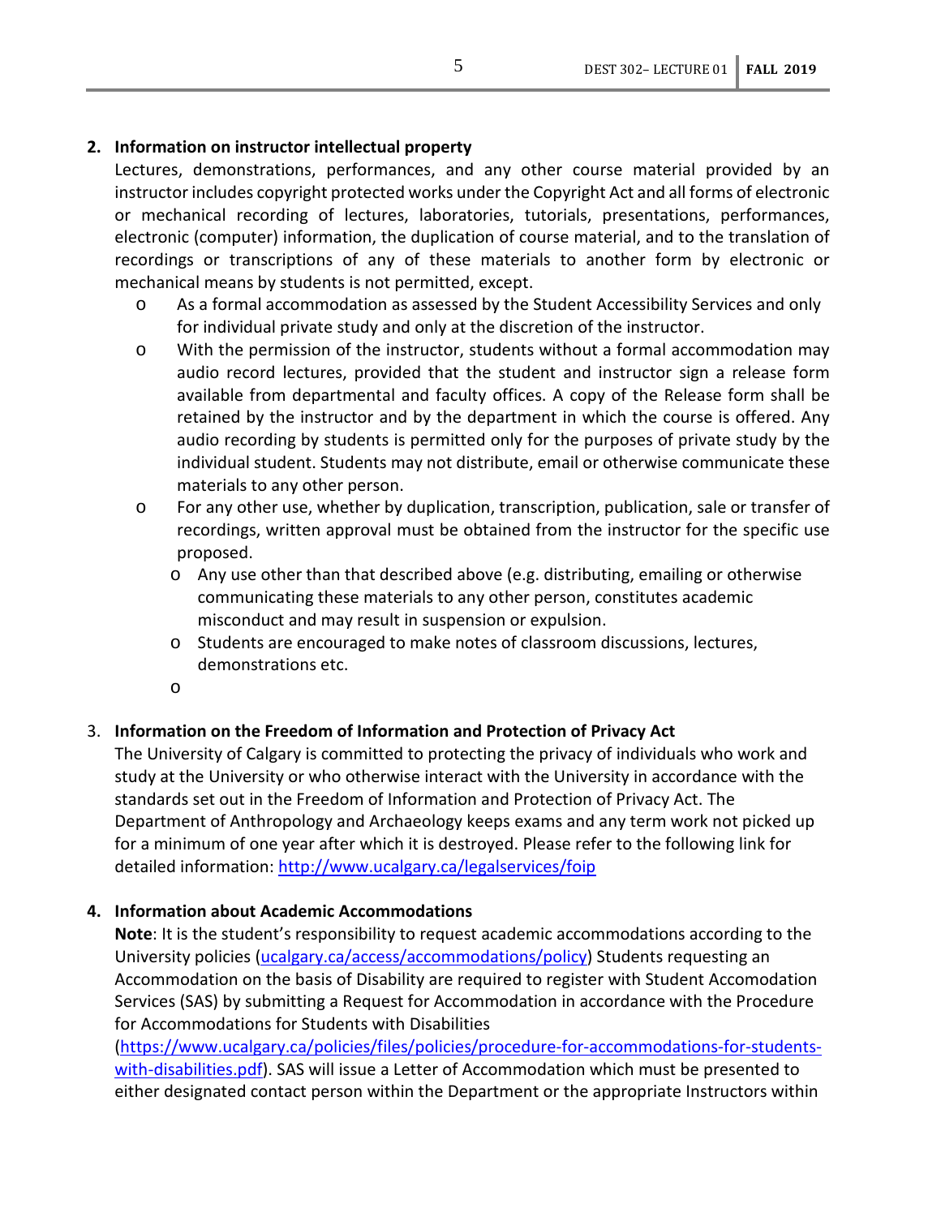**2. Information on instructor intellectual property**

Lectures, demonstrations, performances, and any other course material provided by an instructor includes copyright protected works under the Copyright Act and all forms of electronic or mechanical recording of lectures, laboratories, tutorials, presentations, performances, electronic (computer) information, the duplication of course material, and to the translation of recordings or transcriptions of any of these materials to another form by electronic or mechanical means by students is not permitted, except.

- As a formal accommodation as assessed by the Student Accessibility Services and only for individual private study and only at the discretion of the instructor.
- With the permission of the instructor, students without a formal accommodation may audio record lectures, provided that the student and instructor sign a release form available from departmental and faculty offices. A copy of the Release form shall be retained by the instructor and by the department in which the course is offered. Any audio recording by students is permitted only for the purposes of private study by the individual student. Students may not distribute, email or otherwise communicate these materials to any other person.
- For any other use, whether by duplication, transcription, publication, sale or transfer of recordings, written approval must be obtained from the instructor for the specific use proposed.
  - Any use other than that described above (e.g. distributing, emailing or otherwise communicating these materials to any other person, constitutes academic misconduct and may result in suspension or expulsion.
  - Students are encouraged to make notes of classroom discussions, lectures, demonstrations etc.
  - 

3. **Information on the Freedom of Information and Protection of Privacy Act**

The University of Calgary is committed to protecting the privacy of individuals who work and study at the University or who otherwise interact with the University in accordance with the standards set out in the Freedom of Information and Protection of Privacy Act. The Department of Anthropology and Archaeology keeps exams and any term work not picked up for a minimum of one year after which it is destroyed. Please refer to the following link for detailed information: http://www.ucalgary.ca/legalservices/foip

**4. Information about Academic Accommodations**

**Note**: It is the student's responsibility to request academic accommodations according to the University policies (ucalgary.ca/access/accommodations/policy) Students requesting an Accommodation on the basis of Disability are required to register with Student Accomodation Services (SAS) by submitting a Request for Accommodation in accordance with the Procedure for Accommodations for Students with Disabilities (https://www.ucalgary.ca/policies/files/policies/procedure-for-accommodations-for-students-with-disabilities.pdf). SAS will issue a Letter of Accommodation which must be presented to either designated contact person within the Department or the appropriate Instructors within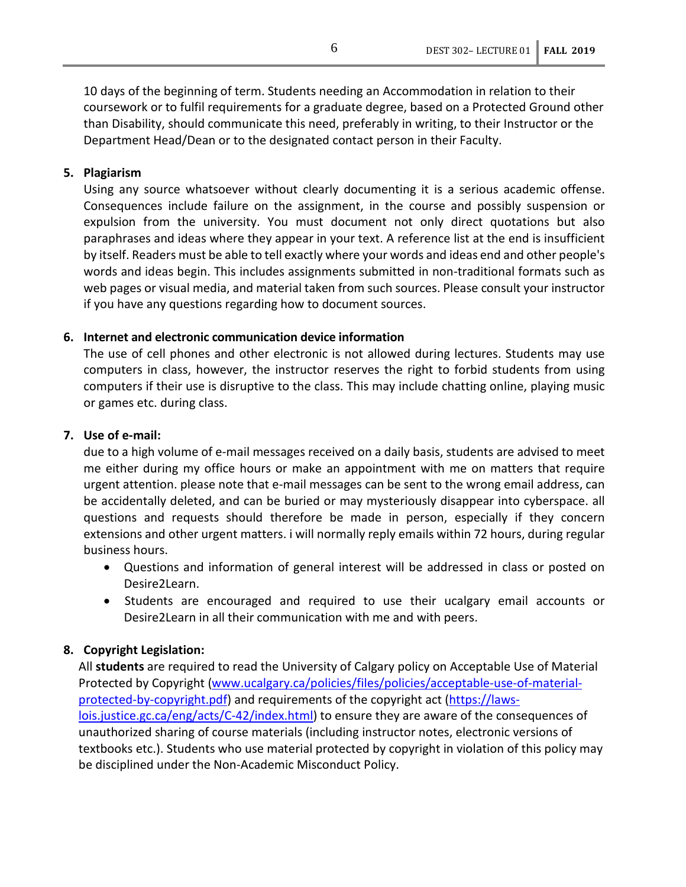10 days of the beginning of term. Students needing an Accommodation in relation to their coursework or to fulfil requirements for a graduate degree, based on a Protected Ground other than Disability, should communicate this need, preferably in writing, to their Instructor or the Department Head/Dean or to the designated contact person in their Faculty.

5. **Plagiarism**

   Using any source whatsoever without clearly documenting it is a serious academic offense. Consequences include failure on the assignment, in the course and possibly suspension or expulsion from the university. You must document not only direct quotations but also paraphrases and ideas where they appear in your text. A reference list at the end is insufficient by itself. Readers must be able to tell exactly where your words and ideas end and other people's words and ideas begin. This includes assignments submitted in non-traditional formats such as web pages or visual media, and material taken from such sources. Please consult your instructor if you have any questions regarding how to document sources.

6. **Internet and electronic communication device information**

   The use of cell phones and other electronic is not allowed during lectures. Students may use computers in class, however, the instructor reserves the right to forbid students from using computers if their use is disruptive to the class. This may include chatting online, playing music or games etc. during class.

7. **Use of e-mail:**

   due to a high volume of e-mail messages received on a daily basis, students are advised to meet me either during my office hours or make an appointment with me on matters that require urgent attention. please note that e-mail messages can be sent to the wrong email address, can be accidentally deleted, and can be buried or may mysteriously disappear into cyberspace. all questions and requests should therefore be made in person, especially if they concern extensions and other urgent matters. i will normally reply emails within 72 hours, during regular business hours.

   - Questions and information of general interest will be addressed in class or posted on Desire2Learn.
   - Students are encouraged and required to use their ucalgary email accounts or Desire2Learn in all their communication with me and with peers.

8. **Copyright Legislation:**

   All **students** are required to read the University of Calgary policy on Acceptable Use of Material Protected by Copyright (www.ucalgary.ca/policies/files/policies/acceptable-use-of-material-protected-by-copyright.pdf) and requirements of the copyright act (https://laws-lois.justice.gc.ca/eng/acts/C-42/index.html) to ensure they are aware of the consequences of unauthorized sharing of course materials (including instructor notes, electronic versions of textbooks etc.). Students who use material protected by copyright in violation of this policy may be disciplined under the Non-Academic Misconduct Policy.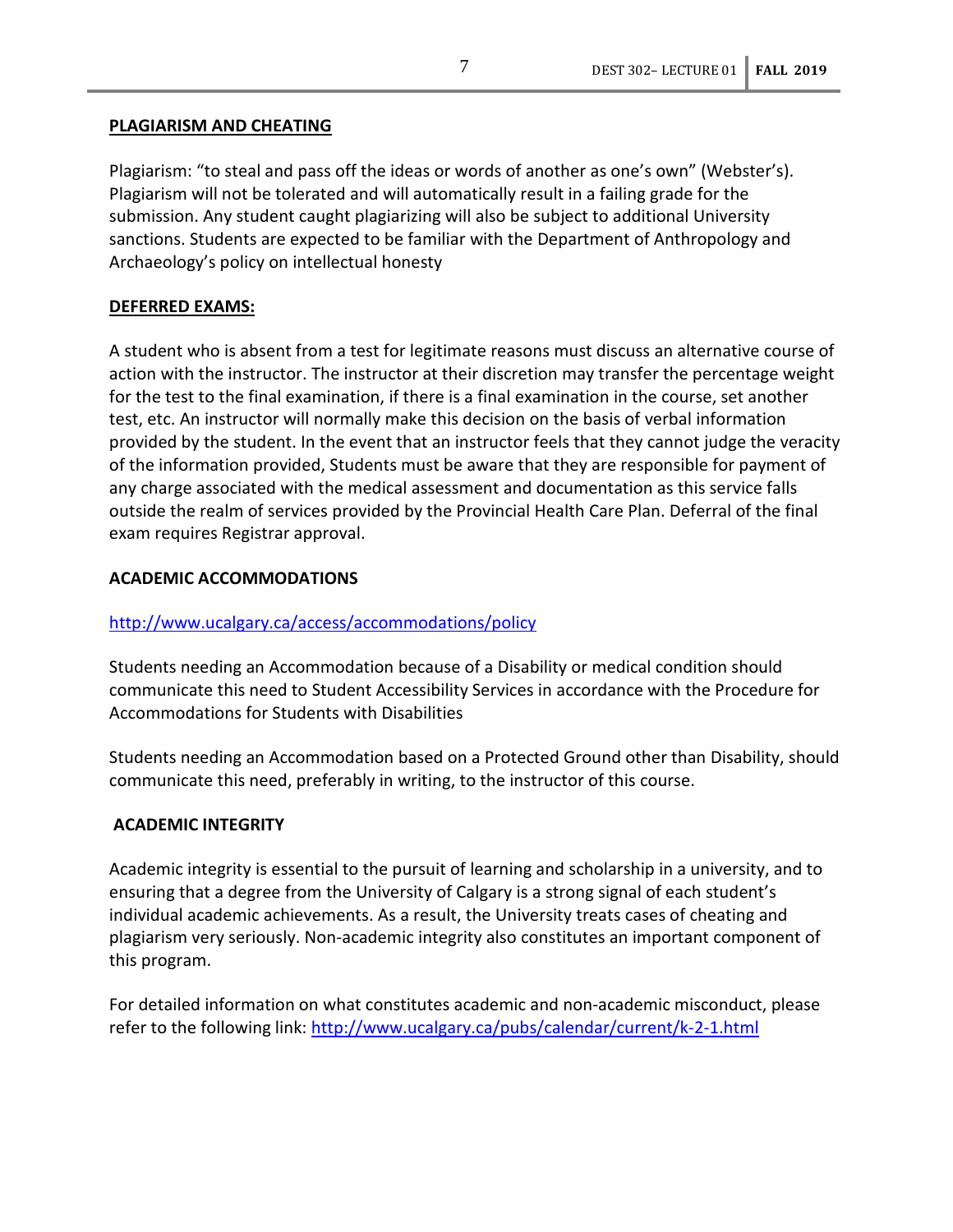## **PLAGIARISM AND CHEATING**

Plagiarism: "to steal and pass off the ideas or words of another as one's own" (Webster's). Plagiarism will not be tolerated and will automatically result in a failing grade for the submission. Any student caught plagiarizing will also be subject to additional University sanctions. Students are expected to be familiar with the Department of Anthropology and Archaeology's policy on intellectual honesty

## **DEFERRED EXAMS:**

A student who is absent from a test for legitimate reasons must discuss an alternative course of action with the instructor. The instructor at their discretion may transfer the percentage weight for the test to the final examination, if there is a final examination in the course, set another test, etc. An instructor will normally make this decision on the basis of verbal information provided by the student. In the event that an instructor feels that they cannot judge the veracity of the information provided, Students must be aware that they are responsible for payment of any charge associated with the medical assessment and documentation as this service falls outside the realm of services provided by the Provincial Health Care Plan. Deferral of the final exam requires Registrar approval.

## **ACADEMIC ACCOMMODATIONS**

http://www.ucalgary.ca/access/accommodations/policy

Students needing an Accommodation because of a Disability or medical condition should communicate this need to Student Accessibility Services in accordance with the Procedure for Accommodations for Students with Disabilities

Students needing an Accommodation based on a Protected Ground other than Disability, should communicate this need, preferably in writing, to the instructor of this course.

## **ACADEMIC INTEGRITY**

Academic integrity is essential to the pursuit of learning and scholarship in a university, and to ensuring that a degree from the University of Calgary is a strong signal of each student's individual academic achievements. As a result, the University treats cases of cheating and plagiarism very seriously. Non-academic integrity also constitutes an important component of this program.

For detailed information on what constitutes academic and non-academic misconduct, please refer to the following link: http://www.ucalgary.ca/pubs/calendar/current/k-2-1.html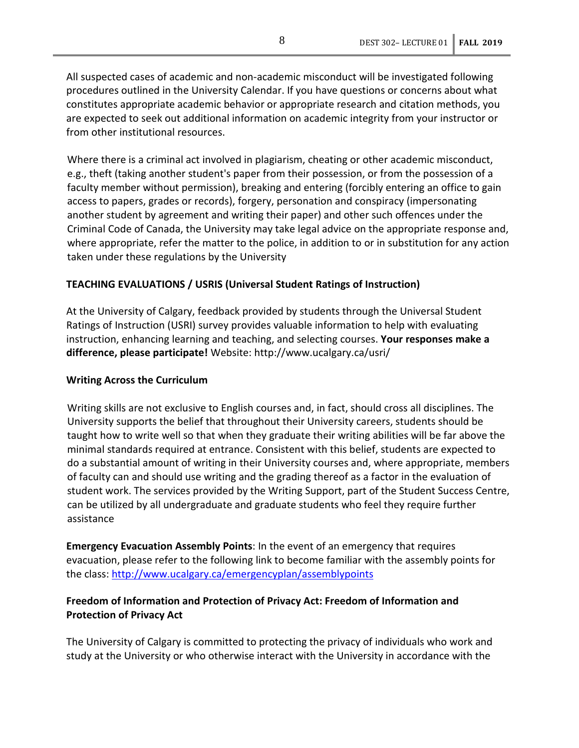All suspected cases of academic and non-academic misconduct will be investigated following procedures outlined in the University Calendar. If you have questions or concerns about what constitutes appropriate academic behavior or appropriate research and citation methods, you are expected to seek out additional information on academic integrity from your instructor or from other institutional resources.

Where there is a criminal act involved in plagiarism, cheating or other academic misconduct, e.g., theft (taking another student's paper from their possession, or from the possession of a faculty member without permission), breaking and entering (forcibly entering an office to gain access to papers, grades or records), forgery, personation and conspiracy (impersonating another student by agreement and writing their paper) and other such offences under the Criminal Code of Canada, the University may take legal advice on the appropriate response and, where appropriate, refer the matter to the police, in addition to or in substitution for any action taken under these regulations by the University

**TEACHING EVALUATIONS / USRIS (Universal Student Ratings of Instruction)**

At the University of Calgary, feedback provided by students through the Universal Student Ratings of Instruction (USRI) survey provides valuable information to help with evaluating instruction, enhancing learning and teaching, and selecting courses. **Your responses make a difference, please participate!** Website: http://www.ucalgary.ca/usri/

**Writing Across the Curriculum**

Writing skills are not exclusive to English courses and, in fact, should cross all disciplines. The University supports the belief that throughout their University careers, students should be taught how to write well so that when they graduate their writing abilities will be far above the minimal standards required at entrance. Consistent with this belief, students are expected to do a substantial amount of writing in their University courses and, where appropriate, members of faculty can and should use writing and the grading thereof as a factor in the evaluation of student work. The services provided by the Writing Support, part of the Student Success Centre, can be utilized by all undergraduate and graduate students who feel they require further assistance

**Emergency Evacuation Assembly Points**: In the event of an emergency that requires evacuation, please refer to the following link to become familiar with the assembly points for the class: [http://www.ucalgary.ca/emergencyplan/assemblypoints](http://www.ucalgary.ca/emergencyplan/assemblypoints)

**Freedom of Information and Protection of Privacy Act: Freedom of Information and Protection of Privacy Act**

The University of Calgary is committed to protecting the privacy of individuals who work and study at the University or who otherwise interact with the University in accordance with the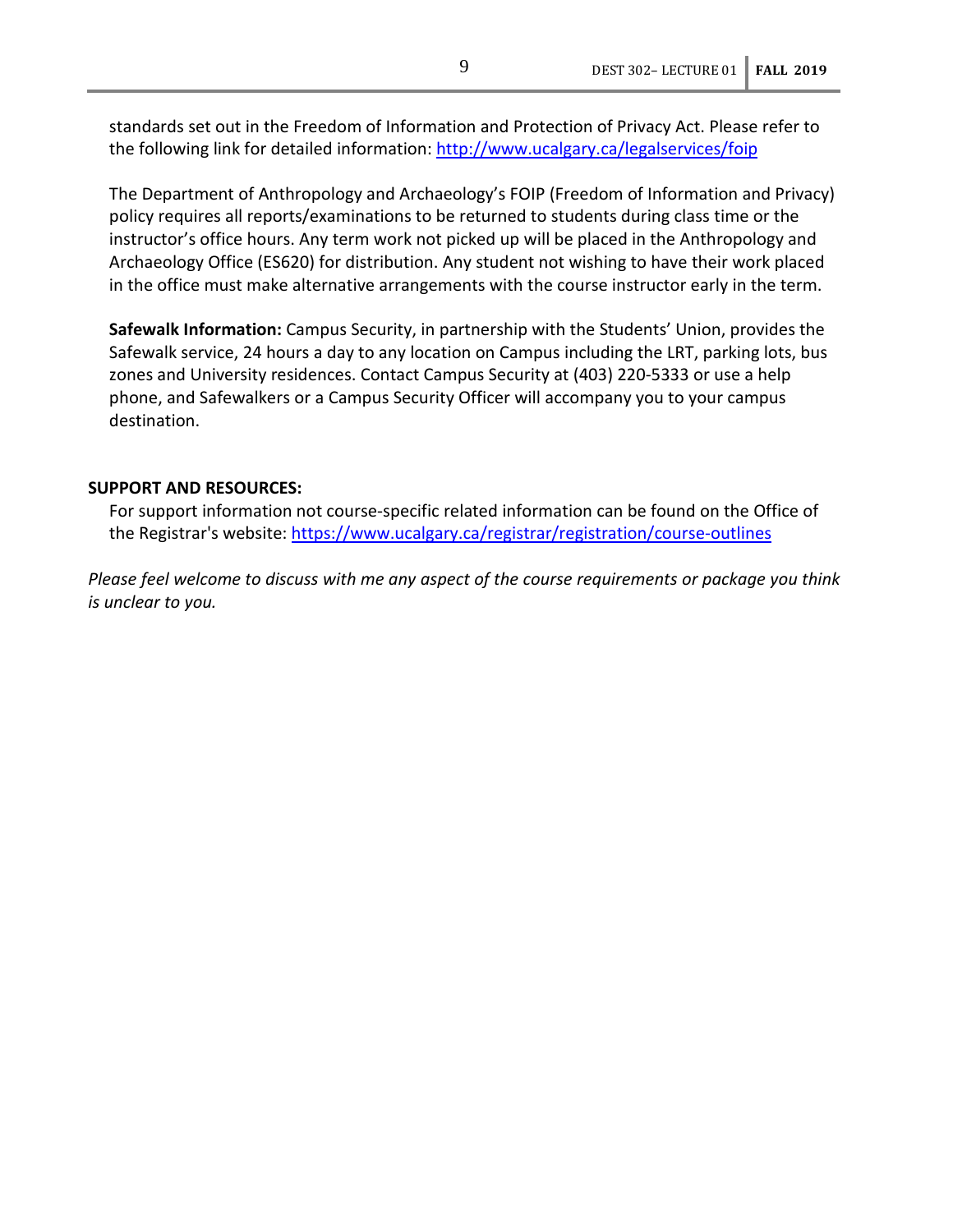standards set out in the Freedom of Information and Protection of Privacy Act. Please refer to the following link for detailed information: http://www.ucalgary.ca/legalservices/foip

The Department of Anthropology and Archaeology's FOIP (Freedom of Information and Privacy) policy requires all reports/examinations to be returned to students during class time or the instructor's office hours. Any term work not picked up will be placed in the Anthropology and Archaeology Office (ES620) for distribution. Any student not wishing to have their work placed in the office must make alternative arrangements with the course instructor early in the term.

**Safewalk Information:** Campus Security, in partnership with the Students' Union, provides the Safewalk service, 24 hours a day to any location on Campus including the LRT, parking lots, bus zones and University residences. Contact Campus Security at (403) 220-5333 or use a help phone, and Safewalkers or a Campus Security Officer will accompany you to your campus destination.

**SUPPORT AND RESOURCES:**

For support information not course-specific related information can be found on the Office of the Registrar's website: https://www.ucalgary.ca/registrar/registration/course-outlines

*Please feel welcome to discuss with me any aspect of the course requirements or package you think is unclear to you.*